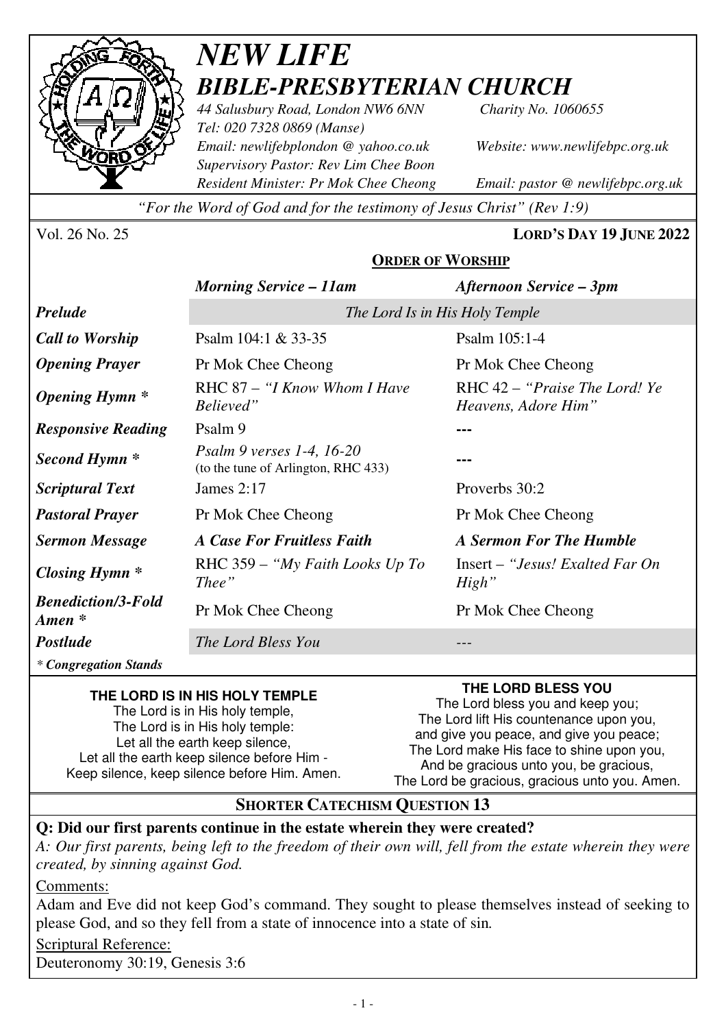# *NEW LIFE*
## *BIBLE-PRESBYTERIAN CHURCH*

*44 Salusbury Road, London NW6 6NN* *Charity No. 1060655*
*Tel: 020 7328 0869 (Manse)*
*Email: newlifebplondon @ yahoo.co.uk* *Website: www.newlifebpc.org.uk*
*Supervisory Pastor: Rev Lim Chee Boon*
*Resident Minister: Pr Mok Chee Cheong* *Email: pastor @ newlifebpc.org.uk*

*"For the Word of God and for the testimony of Jesus Christ" (Rev 1:9)*

Vol. 26 No. 25 **LORD'S DAY 19 JUNE 2022**

**ORDER OF WORSHIP**

| | *Morning Service – 11am* | *Afternoon Service – 3pm* |
|---|---|---|
| ***Prelude*** | *The Lord Is in His Holy Temple* | |
| ***Call to Worship*** | Psalm 104:1 & 33-35 | Psalm 105:1-4 |
| ***Opening Prayer*** | Pr Mok Chee Cheong | Pr Mok Chee Cheong |
| ***Opening Hymn \**** | RHC 87 – *"I Know Whom I Have Believed"* | RHC 42 – *"Praise The Lord! Ye Heavens, Adore Him"* |
| ***Responsive Reading*** | Psalm 9 | --- |
| ***Second Hymn \**** | *Psalm 9 verses 1-4, 16-20* (to the tune of Arlington, RHC 433) | --- |
| ***Scriptural Text*** | James 2:17 | Proverbs 30:2 |
| ***Pastoral Prayer*** | Pr Mok Chee Cheong | Pr Mok Chee Cheong |
| ***Sermon Message*** | ***A Case For Fruitless Faith*** | ***A Sermon For The Humble*** |
| ***Closing Hymn \**** | RHC 359 – *"My Faith Looks Up To Thee"* | Insert – *"Jesus! Exalted Far On High"* |
| ***Benediction/3-Fold Amen \**** | Pr Mok Chee Cheong | Pr Mok Chee Cheong |
| ***Postlude*** | *The Lord Bless You* | --- |

*\* Congregation Stands*

**THE LORD IS IN HIS HOLY TEMPLE**
The Lord is in His holy temple,
The Lord is in His holy temple:
Let all the earth keep silence,
Let all the earth keep silence before Him -
Keep silence, keep silence before Him. Amen.

**THE LORD BLESS YOU**
The Lord bless you and keep you;
The Lord lift His countenance upon you,
and give you peace, and give you peace;
The Lord make His face to shine upon you,
And be gracious unto you, be gracious,
The Lord be gracious, gracious unto you. Amen.

## SHORTER CATECHISM QUESTION 13

**Q: Did our first parents continue in the estate wherein they were created?**
*A: Our first parents, being left to the freedom of their own will, fell from the estate wherein they were created, by sinning against God.*

Comments:
Adam and Eve did not keep God's command. They sought to please themselves instead of seeking to please God, and so they fell from a state of innocence into a state of sin.

Scriptural Reference:
Deuteronomy 30:19, Genesis 3:6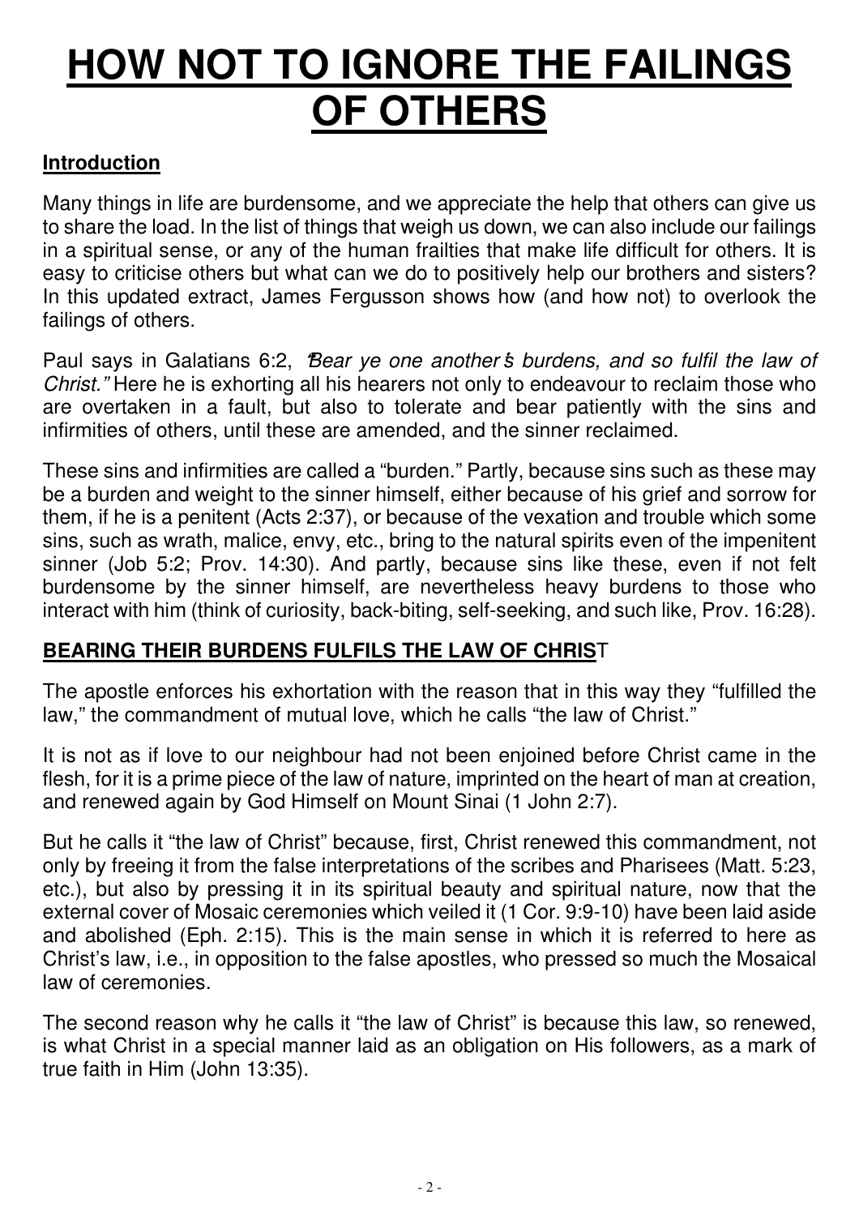# HOW NOT TO IGNORE THE FAILINGS OF OTHERS

## Introduction

Many things in life are burdensome, and we appreciate the help that others can give us to share the load. In the list of things that weigh us down, we can also include our failings in a spiritual sense, or any of the human frailties that make life difficult for others. It is easy to criticise others but what can we do to positively help our brothers and sisters? In this updated extract, James Fergusson shows how (and how not) to overlook the failings of others.

Paul says in Galatians 6:2, *"Bear ye one another's burdens, and so fulfil the law of Christ."* Here he is exhorting all his hearers not only to endeavour to reclaim those who are overtaken in a fault, but also to tolerate and bear patiently with the sins and infirmities of others, until these are amended, and the sinner reclaimed.

These sins and infirmities are called a "burden." Partly, because sins such as these may be a burden and weight to the sinner himself, either because of his grief and sorrow for them, if he is a penitent (Acts 2:37), or because of the vexation and trouble which some sins, such as wrath, malice, envy, etc., bring to the natural spirits even of the impenitent sinner (Job 5:2; Prov. 14:30). And partly, because sins like these, even if not felt burdensome by the sinner himself, are nevertheless heavy burdens to those who interact with him (think of curiosity, back-biting, self-seeking, and such like, Prov. 16:28).

## BEARING THEIR BURDENS FULFILS THE LAW OF CHRIST

The apostle enforces his exhortation with the reason that in this way they "fulfilled the law," the commandment of mutual love, which he calls "the law of Christ."

It is not as if love to our neighbour had not been enjoined before Christ came in the flesh, for it is a prime piece of the law of nature, imprinted on the heart of man at creation, and renewed again by God Himself on Mount Sinai (1 John 2:7).

But he calls it "the law of Christ" because, first, Christ renewed this commandment, not only by freeing it from the false interpretations of the scribes and Pharisees (Matt. 5:23, etc.), but also by pressing it in its spiritual beauty and spiritual nature, now that the external cover of Mosaic ceremonies which veiled it (1 Cor. 9:9-10) have been laid aside and abolished (Eph. 2:15). This is the main sense in which it is referred to here as Christ's law, i.e., in opposition to the false apostles, who pressed so much the Mosaical law of ceremonies.

The second reason why he calls it "the law of Christ" is because this law, so renewed, is what Christ in a special manner laid as an obligation on His followers, as a mark of true faith in Him (John 13:35).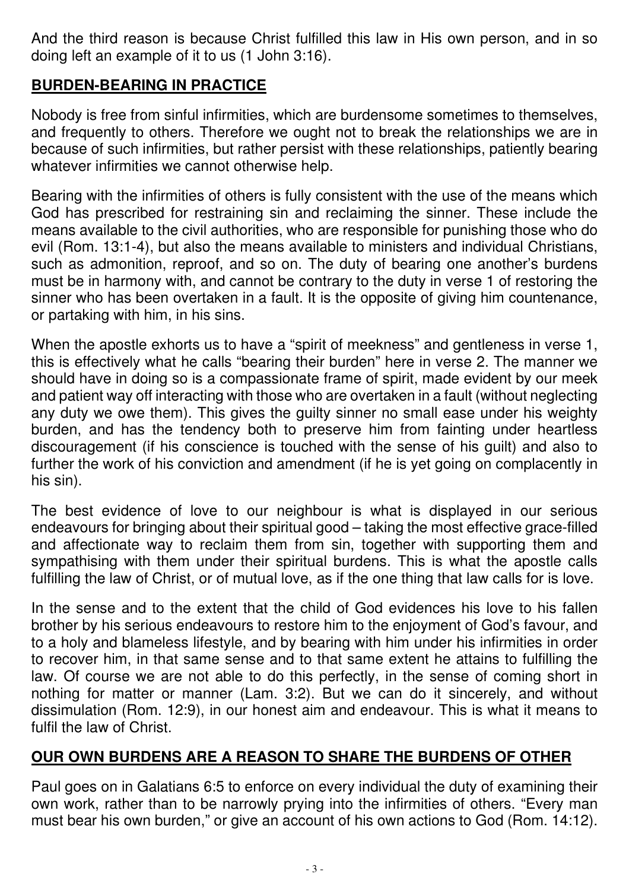And the third reason is because Christ fulfilled this law in His own person, and in so doing left an example of it to us (1 John 3:16).

## BURDEN-BEARING IN PRACTICE

Nobody is free from sinful infirmities, which are burdensome sometimes to themselves, and frequently to others. Therefore we ought not to break the relationships we are in because of such infirmities, but rather persist with these relationships, patiently bearing whatever infirmities we cannot otherwise help.

Bearing with the infirmities of others is fully consistent with the use of the means which God has prescribed for restraining sin and reclaiming the sinner. These include the means available to the civil authorities, who are responsible for punishing those who do evil (Rom. 13:1-4), but also the means available to ministers and individual Christians, such as admonition, reproof, and so on. The duty of bearing one another's burdens must be in harmony with, and cannot be contrary to the duty in verse 1 of restoring the sinner who has been overtaken in a fault. It is the opposite of giving him countenance, or partaking with him, in his sins.

When the apostle exhorts us to have a "spirit of meekness" and gentleness in verse 1, this is effectively what he calls "bearing their burden" here in verse 2. The manner we should have in doing so is a compassionate frame of spirit, made evident by our meek and patient way off interacting with those who are overtaken in a fault (without neglecting any duty we owe them). This gives the guilty sinner no small ease under his weighty burden, and has the tendency both to preserve him from fainting under heartless discouragement (if his conscience is touched with the sense of his guilt) and also to further the work of his conviction and amendment (if he is yet going on complacently in his sin).

The best evidence of love to our neighbour is what is displayed in our serious endeavours for bringing about their spiritual good – taking the most effective grace-filled and affectionate way to reclaim them from sin, together with supporting them and sympathising with them under their spiritual burdens. This is what the apostle calls fulfilling the law of Christ, or of mutual love, as if the one thing that law calls for is love.

In the sense and to the extent that the child of God evidences his love to his fallen brother by his serious endeavours to restore him to the enjoyment of God's favour, and to a holy and blameless lifestyle, and by bearing with him under his infirmities in order to recover him, in that same sense and to that same extent he attains to fulfilling the law. Of course we are not able to do this perfectly, in the sense of coming short in nothing for matter or manner (Lam. 3:2). But we can do it sincerely, and without dissimulation (Rom. 12:9), in our honest aim and endeavour. This is what it means to fulfil the law of Christ.

## OUR OWN BURDENS ARE A REASON TO SHARE THE BURDENS OF OTHER

Paul goes on in Galatians 6:5 to enforce on every individual the duty of examining their own work, rather than to be narrowly prying into the infirmities of others. "Every man must bear his own burden," or give an account of his own actions to God (Rom. 14:12).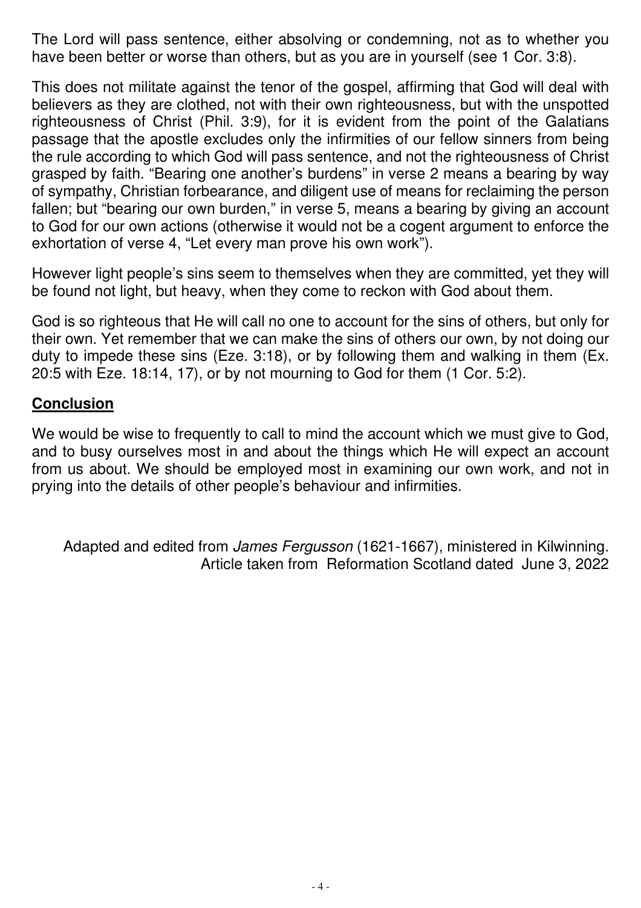The Lord will pass sentence, either absolving or condemning, not as to whether you have been better or worse than others, but as you are in yourself (see 1 Cor. 3:8).

This does not militate against the tenor of the gospel, affirming that God will deal with believers as they are clothed, not with their own righteousness, but with the unspotted righteousness of Christ (Phil. 3:9), for it is evident from the point of the Galatians passage that the apostle excludes only the infirmities of our fellow sinners from being the rule according to which God will pass sentence, and not the righteousness of Christ grasped by faith. "Bearing one another's burdens" in verse 2 means a bearing by way of sympathy, Christian forbearance, and diligent use of means for reclaiming the person fallen; but "bearing our own burden," in verse 5, means a bearing by giving an account to God for our own actions (otherwise it would not be a cogent argument to enforce the exhortation of verse 4, "Let every man prove his own work").

However light people's sins seem to themselves when they are committed, yet they will be found not light, but heavy, when they come to reckon with God about them.

God is so righteous that He will call no one to account for the sins of others, but only for their own. Yet remember that we can make the sins of others our own, by not doing our duty to impede these sins (Eze. 3:18), or by following them and walking in them (Ex. 20:5 with Eze. 18:14, 17), or by not mourning to God for them (1 Cor. 5:2).

## **Conclusion**

We would be wise to frequently to call to mind the account which we must give to God, and to busy ourselves most in and about the things which He will expect an account from us about. We should be employed most in examining our own work, and not in prying into the details of other people's behaviour and infirmities.

Adapted and edited from *James Fergusson* (1621-1667), ministered in Kilwinning.
Article taken from Reformation Scotland dated June 3, 2022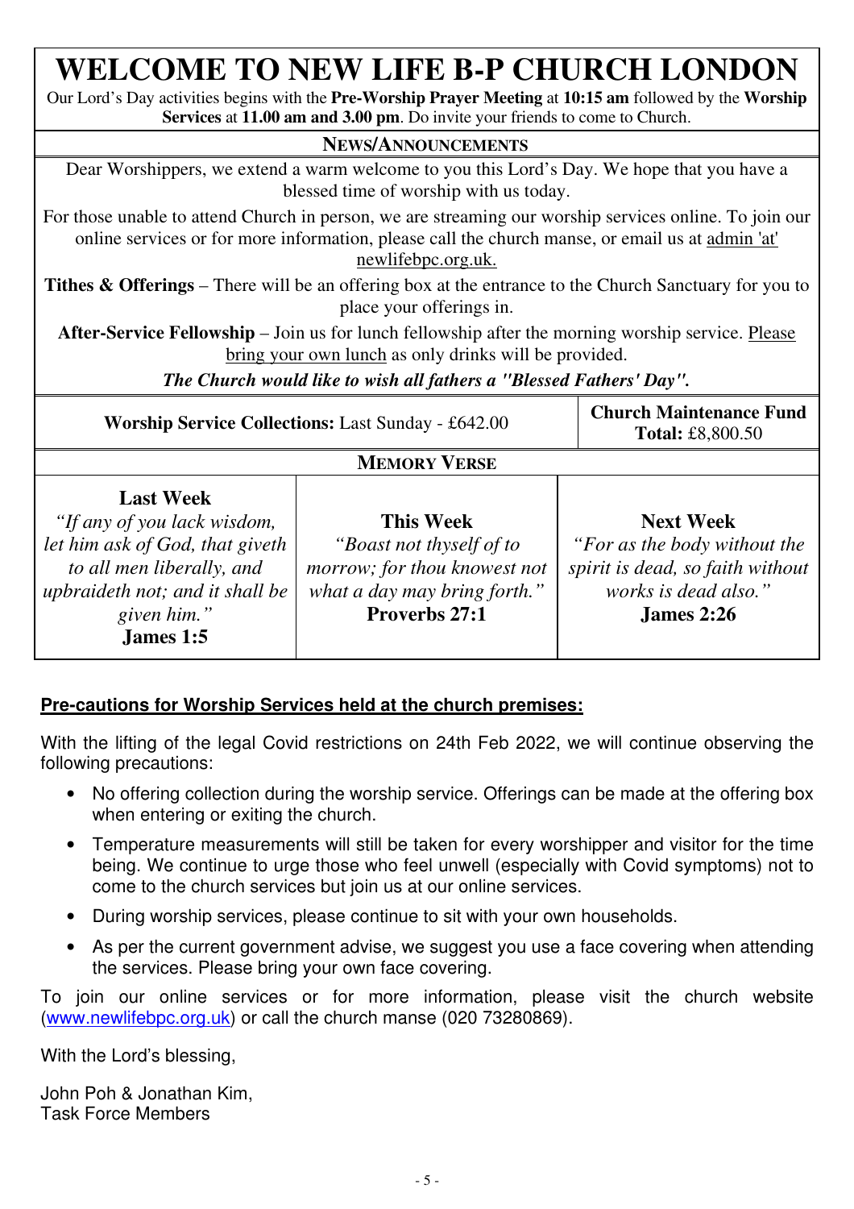# WELCOME TO NEW LIFE B-P CHURCH LONDON

Our Lord's Day activities begins with the **Pre-Worship Prayer Meeting** at **10:15 am** followed by the **Worship Services** at **11.00 am and 3.00 pm**. Do invite your friends to come to Church.

## NEWS/ANNOUNCEMENTS

Dear Worshippers, we extend a warm welcome to you this Lord's Day. We hope that you have a blessed time of worship with us today.

For those unable to attend Church in person, we are streaming our worship services online. To join our online services or for more information, please call the church manse, or email us at admin 'at' newlifebpc.org.uk.

**Tithes & Offerings** – There will be an offering box at the entrance to the Church Sanctuary for you to place your offerings in.

**After-Service Fellowship** – Join us for lunch fellowship after the morning worship service. Please bring your own lunch as only drinks will be provided.

***The Church would like to wish all fathers a "Blessed Fathers' Day".***

| | |
|---|---|
| **Worship Service Collections:** Last Sunday - £642.00 | **Church Maintenance Fund Total:** £8,800.50 |

## MEMORY VERSE

| **Last Week** | **This Week** | **Next Week** |
|---|---|---|
| *"If any of you lack wisdom, let him ask of God, that giveth to all men liberally, and upbraideth not; and it shall be given him."* **James 1:5** | *"Boast not thyself of to morrow; for thou knowest not what a day may bring forth."* **Proverbs 27:1** | *"For as the body without the spirit is dead, so faith without works is dead also."* **James 2:26** |

**Pre-cautions for Worship Services held at the church premises:**

With the lifting of the legal Covid restrictions on 24th Feb 2022, we will continue observing the following precautions:

- No offering collection during the worship service. Offerings can be made at the offering box when entering or exiting the church.
- Temperature measurements will still be taken for every worshipper and visitor for the time being. We continue to urge those who feel unwell (especially with Covid symptoms) not to come to the church services but join us at our online services.
- During worship services, please continue to sit with your own households.
- As per the current government advise, we suggest you use a face covering when attending the services. Please bring your own face covering.

To join our online services or for more information, please visit the church website (www.newlifebpc.org.uk) or call the church manse (020 73280869).

With the Lord's blessing,

John Poh & Jonathan Kim,
Task Force Members